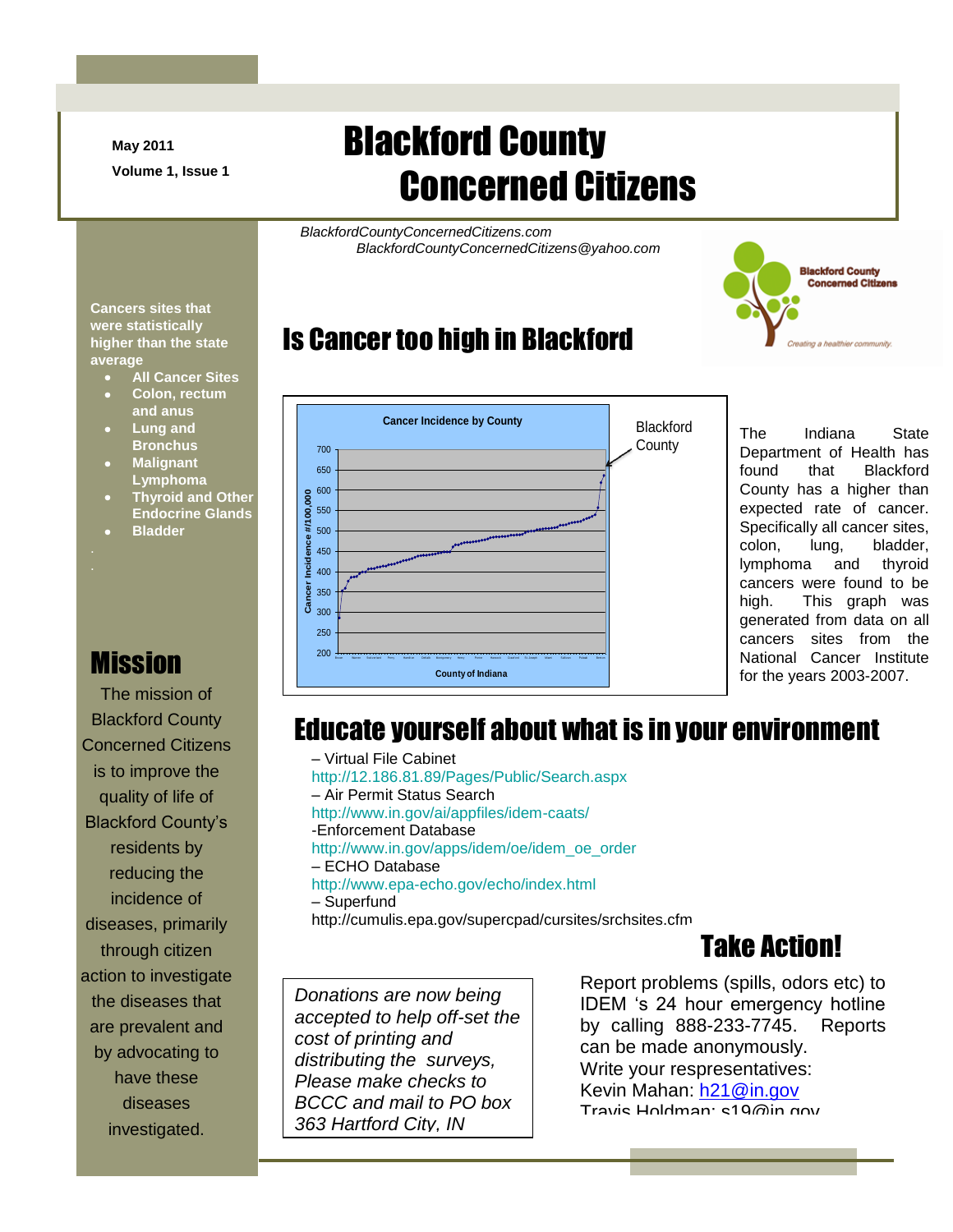May 2011

Volume 1, Issue 1

# Blackford County Concerned Citizens

*BlackfordCountyConcernedCitizens.com*
*BlackfordCountyConcernedCitizens@yahoo.com*

**Cancers sites that were statistically higher than the state average**

- **All Cancer Sites**
- **Colon, rectum and anus**
- **Lung and Bronchus**
- **Malignant Lymphoma**
- **Thyroid and Other Endocrine Glands**
- **Bladder**

## Mission

The mission of Blackford County Concerned Citizens is to improve the quality of life of Blackford County's residents by reducing the incidence of diseases, primarily through citizen action to investigate the diseases that are prevalent and by advocating to have these diseases investigated.

## Is Cancer too high in Blackford

The Indiana State Department of Health has found that Blackford County has a higher than expected rate of cancer. Specifically all cancer sites, colon, lung, bladder, lymphoma and thyroid cancers were found to be high. This graph was generated from data on all cancers sites from the National Cancer Institute for the years 2003-2007.

## Educate yourself about what is in your environment

– Virtual File Cabinet
http://12.186.81.89/Pages/Public/Search.aspx
– Air Permit Status Search
http://www.in.gov/ai/appfiles/idem-caats/
-Enforcement Database
http://www.in.gov/apps/idem/oe/idem_oe_order
– ECHO Database
http://www.epa-echo.gov/echo/index.html
– Superfund
http://cumulis.epa.gov/supercpad/cursites/srchsites.cfm

*Donations are now being accepted to help off-set the cost of printing and distributing the surveys, Please make checks to BCCC and mail to PO box 363 Hartford City, IN*

## Take Action!

Report problems (spills, odors etc) to IDEM 's 24 hour emergency hotline by calling 888-233-7745. Reports can be made anonymously.
Write your respresentatives:
Kevin Mahan: h21@in.gov
Travis Holdman: s19@in.gov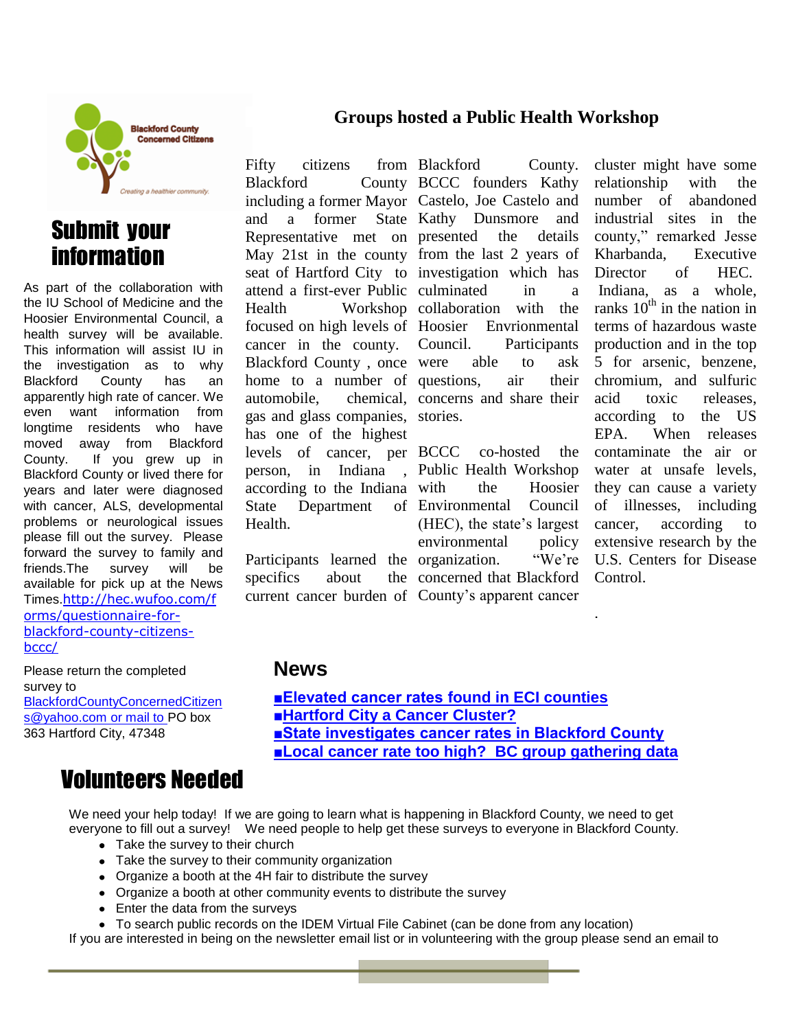Blackford County Concerned Citizens

*Creating a healthier community.*

# Submit your information

As part of the collaboration with the IU School of Medicine and the Hoosier Environmental Council, a health survey will be available. This information will assist IU in the investigation as to why Blackford County has an apparently high rate of cancer. We even want information from longtime residents who have moved away from Blackford County. If you grew up in Blackford County or lived there for years and later were diagnosed with cancer, ALS, developmental problems or neurological issues please fill out the survey. Please forward the survey to family and friends.The survey will be available for pick up at the News Times.http://hec.wufoo.com/forms/questionnaire-for-blackford-county-citizens-bccc/

Please return the completed survey to BlackfordCountyConcernedCitizens@yahoo.com or mail to PO box 363 Hartford City, 47348

## Groups hosted a Public Health Workshop

Fifty citizens from Blackford County including a former Mayor and a former State Representative met on May 21st in the county seat of Hartford City to attend a first-ever Public Health Workshop focused on high levels of cancer in the county. Blackford County , once home to a number of automobile, chemical, gas and glass companies, has one of the highest levels of cancer, per person, in Indiana , according to the Indiana State Department of Health.

Participants learned the specifics about the current cancer burden of Blackford County. BCCC founders Kathy Castelo, Joe Castelo and Kathy Dunsmore and presented the details from the last 2 years of investigation which has culminated in a collaboration with the Hoosier Envrionmental Council. Participants were able to ask questions, air their concerns and share their stories.

BCCC co-hosted the Public Health Workshop with the Hoosier Environmental Council (HEC), the state's largest environmental policy organization. "We're concerned that Blackford County's apparent cancer cluster might have some relationship with the number of abandoned industrial sites in the county," remarked Jesse Kharbanda, Executive Director of HEC. Indiana, as a whole, ranks 10th in the nation in terms of hazardous waste production and in the top 5 for arsenic, benzene, chromium, and sulfuric acid toxic releases, according to the US EPA. When releases contaminate the air or water at unsafe levels, they can cause a variety of illnesses, including cancer, according to extensive research by the U.S. Centers for Disease Control.

.

## News

**■Elevated cancer rates found in ECI counties**
**■Hartford City a Cancer Cluster?**
**■State investigates cancer rates in Blackford County**
**■Local cancer rate too high? BC group gathering data**

# Volunteers Needed

We need your help today! If we are going to learn what is happening in Blackford County, we need to get everyone to fill out a survey! We need people to help get these surveys to everyone in Blackford County.

- Take the survey to their church
- Take the survey to their community organization
- Organize a booth at the 4H fair to distribute the survey
- Organize a booth at other community events to distribute the survey
- Enter the data from the surveys
- To search public records on the IDEM Virtual File Cabinet (can be done from any location)

If you are interested in being on the newsletter email list or in volunteering with the group please send an email to